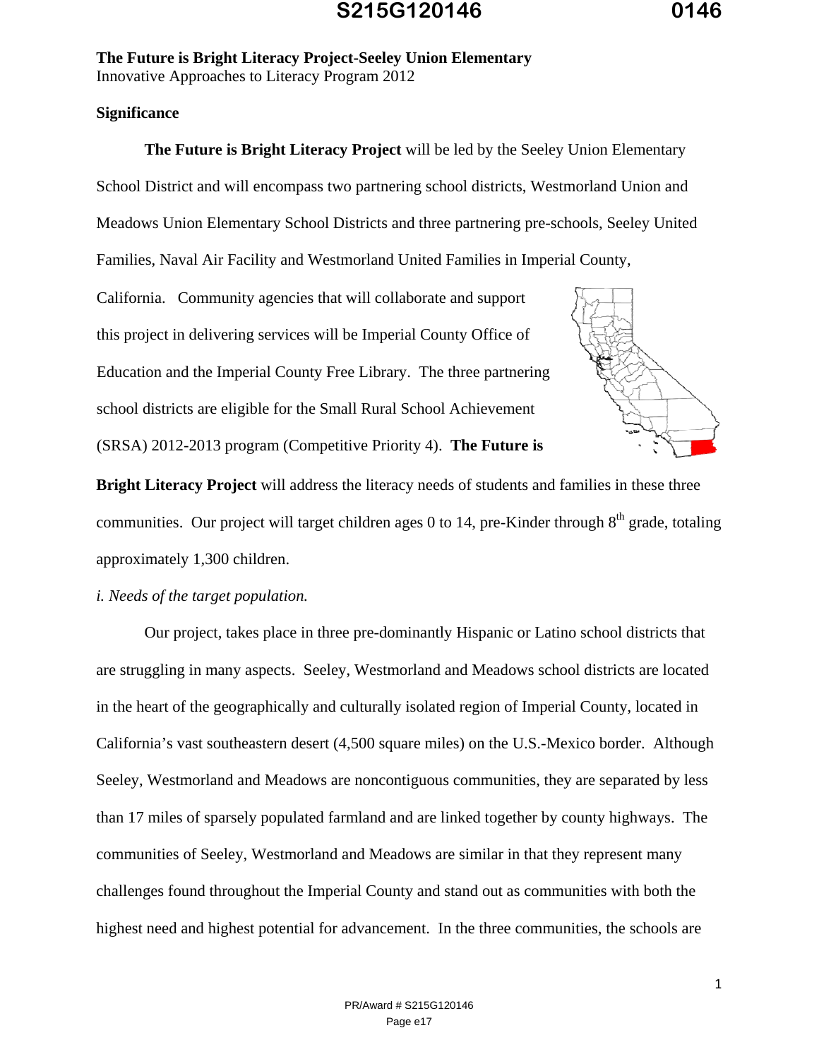**The Future is Bright Literacy Project-Seeley Union Elementary**
Innovative Approaches to Literacy Program 2012

**Significance**

**The Future is Bright Literacy Project** will be led by the Seeley Union Elementary School District and will encompass two partnering school districts, Westmorland Union and Meadows Union Elementary School Districts and three partnering pre-schools, Seeley United Families, Naval Air Facility and Westmorland United Families in Imperial County, California. Community agencies that will collaborate and support this project in delivering services will be Imperial County Office of Education and the Imperial County Free Library. The three partnering school districts are eligible for the Small Rural School Achievement (SRSA) 2012-2013 program (Competitive Priority 4). **The Future is Bright Literacy Project** will address the literacy needs of students and families in these three communities. Our project will target children ages 0 to 14, pre-Kinder through 8th grade, totaling approximately 1,300 children.

*i. Needs of the target population.*

Our project, takes place in three pre-dominantly Hispanic or Latino school districts that are struggling in many aspects. Seeley, Westmorland and Meadows school districts are located in the heart of the geographically and culturally isolated region of Imperial County, located in California's vast southeastern desert (4,500 square miles) on the U.S.-Mexico border. Although Seeley, Westmorland and Meadows are noncontiguous communities, they are separated by less than 17 miles of sparsely populated farmland and are linked together by county highways. The communities of Seeley, Westmorland and Meadows are similar in that they represent many challenges found throughout the Imperial County and stand out as communities with both the highest need and highest potential for advancement. In the three communities, the schools are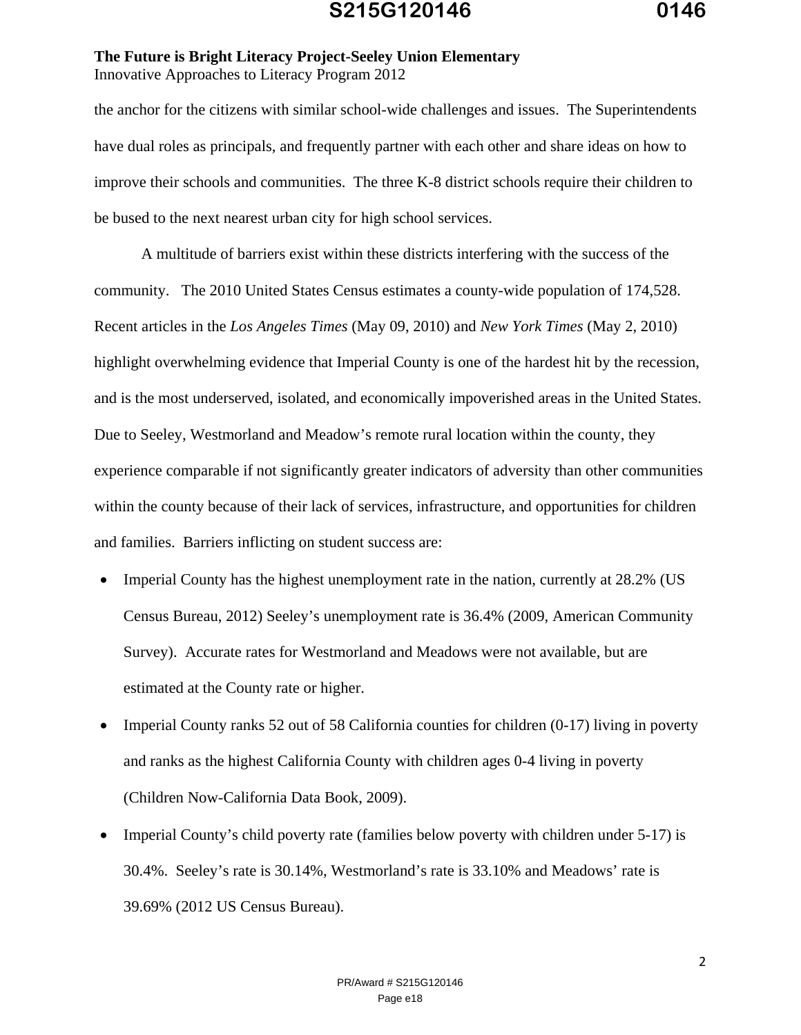the anchor for the citizens with similar school-wide challenges and issues. The Superintendents have dual roles as principals, and frequently partner with each other and share ideas on how to improve their schools and communities. The three K-8 district schools require their children to be bused to the next nearest urban city for high school services.

A multitude of barriers exist within these districts interfering with the success of the community. The 2010 United States Census estimates a county-wide population of 174,528. Recent articles in the *Los Angeles Times* (May 09, 2010) and *New York Times* (May 2, 2010) highlight overwhelming evidence that Imperial County is one of the hardest hit by the recession, and is the most underserved, isolated, and economically impoverished areas in the United States. Due to Seeley, Westmorland and Meadow's remote rural location within the county, they experience comparable if not significantly greater indicators of adversity than other communities within the county because of their lack of services, infrastructure, and opportunities for children and families. Barriers inflicting on student success are:

- Imperial County has the highest unemployment rate in the nation, currently at 28.2% (US Census Bureau, 2012) Seeley's unemployment rate is 36.4% (2009, American Community Survey). Accurate rates for Westmorland and Meadows were not available, but are estimated at the County rate or higher.
- Imperial County ranks 52 out of 58 California counties for children (0-17) living in poverty and ranks as the highest California County with children ages 0-4 living in poverty (Children Now-California Data Book, 2009).
- Imperial County's child poverty rate (families below poverty with children under 5-17) is 30.4%. Seeley's rate is 30.14%, Westmorland's rate is 33.10% and Meadows' rate is 39.69% (2012 US Census Bureau).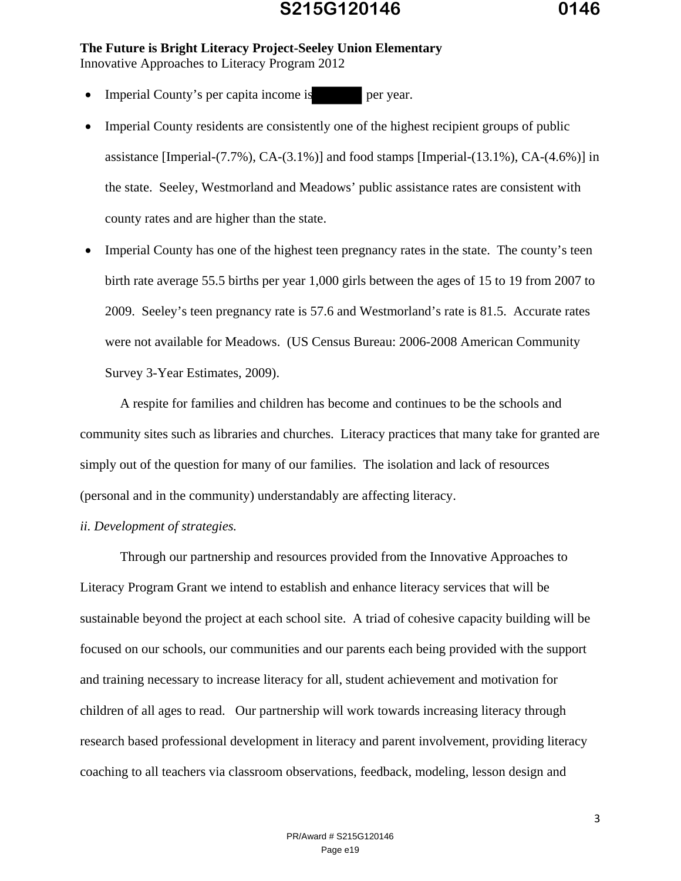**The Future is Bright Literacy Project-Seeley Union Elementary**
Innovative Approaches to Literacy Program 2012

- Imperial County's per capita income is [redacted] per year.
- Imperial County residents are consistently one of the highest recipient groups of public assistance [Imperial-(7.7%), CA-(3.1%)] and food stamps [Imperial-(13.1%), CA-(4.6%)] in the state. Seeley, Westmorland and Meadows' public assistance rates are consistent with county rates and are higher than the state.
- Imperial County has one of the highest teen pregnancy rates in the state. The county's teen birth rate average 55.5 births per year 1,000 girls between the ages of 15 to 19 from 2007 to 2009. Seeley's teen pregnancy rate is 57.6 and Westmorland's rate is 81.5. Accurate rates were not available for Meadows. (US Census Bureau: 2006-2008 American Community Survey 3-Year Estimates, 2009).

A respite for families and children has become and continues to be the schools and community sites such as libraries and churches. Literacy practices that many take for granted are simply out of the question for many of our families. The isolation and lack of resources (personal and in the community) understandably are affecting literacy.

*ii. Development of strategies.*

Through our partnership and resources provided from the Innovative Approaches to Literacy Program Grant we intend to establish and enhance literacy services that will be sustainable beyond the project at each school site. A triad of cohesive capacity building will be focused on our schools, our communities and our parents each being provided with the support and training necessary to increase literacy for all, student achievement and motivation for children of all ages to read. Our partnership will work towards increasing literacy through research based professional development in literacy and parent involvement, providing literacy coaching to all teachers via classroom observations, feedback, modeling, lesson design and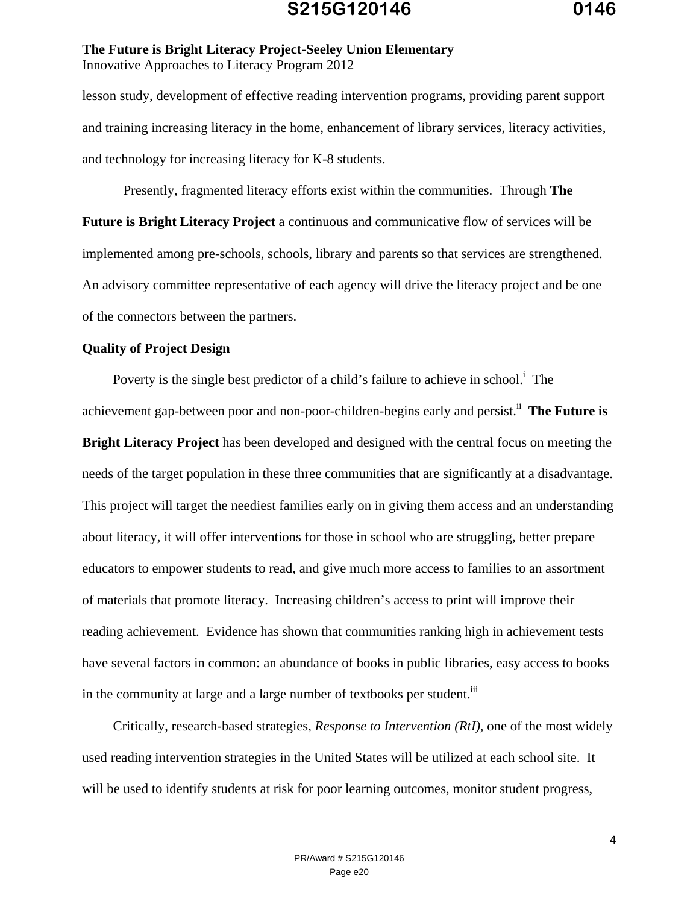lesson study, development of effective reading intervention programs, providing parent support and training increasing literacy in the home, enhancement of library services, literacy activities, and technology for increasing literacy for K-8 students.

Presently, fragmented literacy efforts exist within the communities. Through **The Future is Bright Literacy Project** a continuous and communicative flow of services will be implemented among pre-schools, schools, library and parents so that services are strengthened. An advisory committee representative of each agency will drive the literacy project and be one of the connectors between the partners.

**Quality of Project Design**

Poverty is the single best predictor of a child's failure to achieve in school.[i] The achievement gap-between poor and non-poor-children-begins early and persist.[ii] **The Future is Bright Literacy Project** has been developed and designed with the central focus on meeting the needs of the target population in these three communities that are significantly at a disadvantage. This project will target the neediest families early on in giving them access and an understanding about literacy, it will offer interventions for those in school who are struggling, better prepare educators to empower students to read, and give much more access to families to an assortment of materials that promote literacy. Increasing children's access to print will improve their reading achievement. Evidence has shown that communities ranking high in achievement tests have several factors in common: an abundance of books in public libraries, easy access to books in the community at large and a large number of textbooks per student.[iii]

Critically, research-based strategies, *Response to Intervention (RtI)*, one of the most widely used reading intervention strategies in the United States will be utilized at each school site. It will be used to identify students at risk for poor learning outcomes, monitor student progress,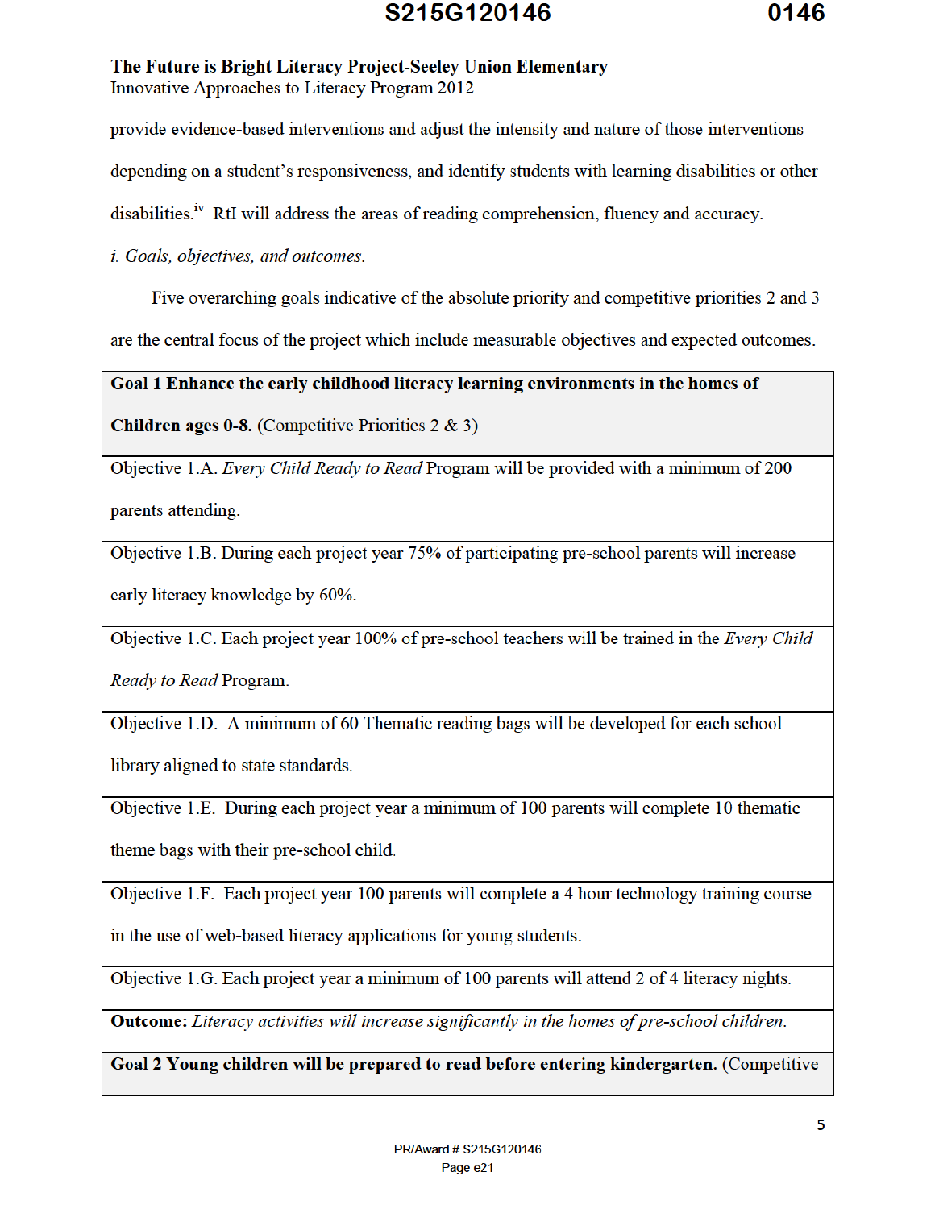provide evidence-based interventions and adjust the intensity and nature of those interventions depending on a student's responsiveness, and identify students with learning disabilities or other disabilities.[iv] RtI will address the areas of reading comprehension, fluency and accuracy.

*i. Goals, objectives, and outcomes.*

Five overarching goals indicative of the absolute priority and competitive priorities 2 and 3 are the central focus of the project which include measurable objectives and expected outcomes.

| **Goal 1 Enhance the early childhood literacy learning environments in the homes of Children ages 0-8.** (Competitive Priorities 2 & 3) |
|---|
| Objective 1.A. *Every Child Ready to Read* Program will be provided with a minimum of 200 parents attending. |
| Objective 1.B. During each project year 75% of participating pre-school parents will increase early literacy knowledge by 60%. |
| Objective 1.C. Each project year 100% of pre-school teachers will be trained in the *Every Child Ready to Read* Program. |
| Objective 1.D. A minimum of 60 Thematic reading bags will be developed for each school library aligned to state standards. |
| Objective 1.E. During each project year a minimum of 100 parents will complete 10 thematic theme bags with their pre-school child. |
| Objective 1.F. Each project year 100 parents will complete a 4 hour technology training course in the use of web-based literacy applications for young students. |
| Objective 1.G. Each project year a minimum of 100 parents will attend 2 of 4 literacy nights. |
| **Outcome:** *Literacy activities will increase significantly in the homes of pre-school children.* |
| **Goal 2 Young children will be prepared to read before entering kindergarten.** (Competitive |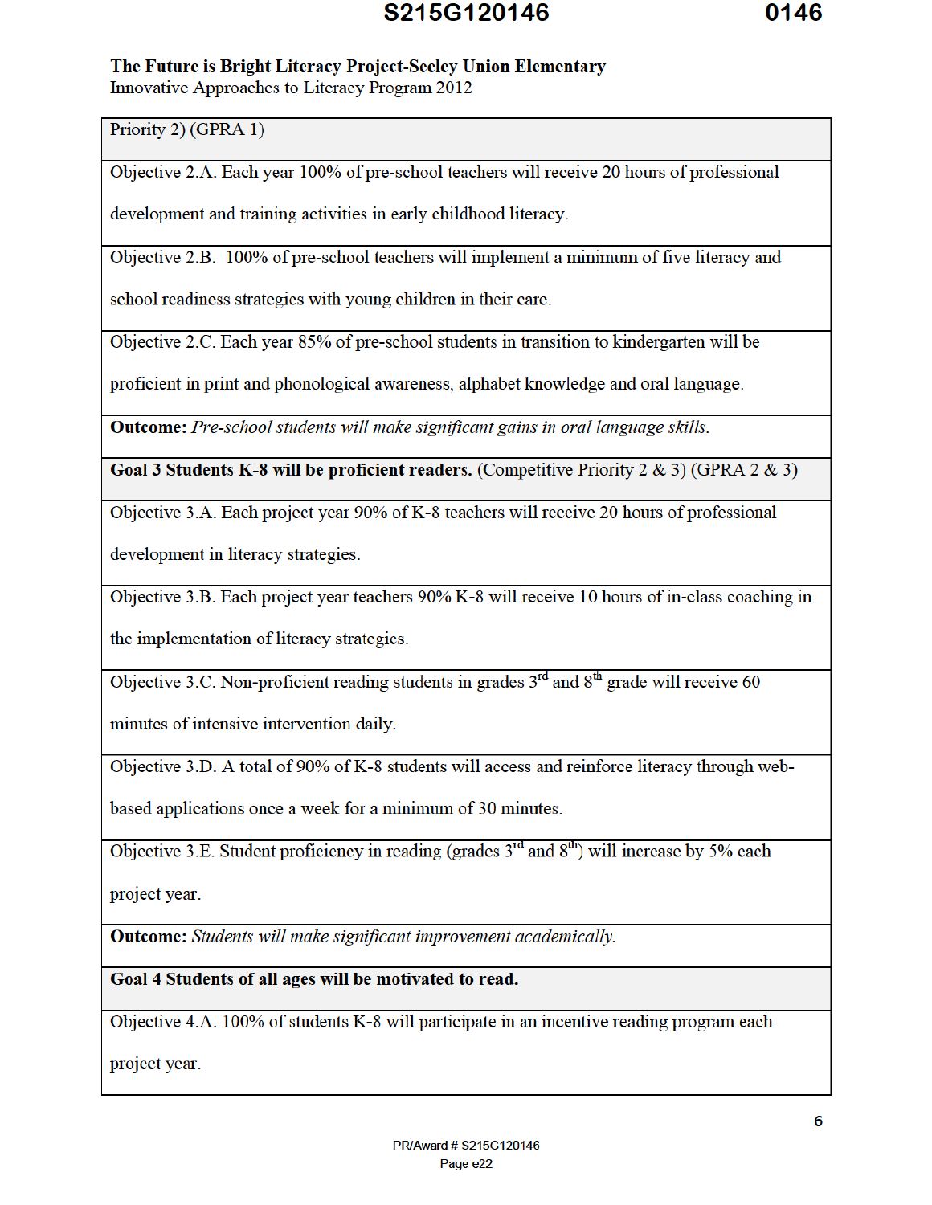**The Future is Bright Literacy Project-Seeley Union Elementary**
Innovative Approaches to Literacy Program 2012

| Priority 2) (GPRA 1) |
|---|
| Objective 2.A. Each year 100% of pre-school teachers will receive 20 hours of professional development and training activities in early childhood literacy. |
| Objective 2.B. 100% of pre-school teachers will implement a minimum of five literacy and school readiness strategies with young children in their care. |
| Objective 2.C. Each year 85% of pre-school students in transition to kindergarten will be proficient in print and phonological awareness, alphabet knowledge and oral language. |
| **Outcome:** *Pre-school students will make significant gains in oral language skills.* |
| **Goal 3 Students K-8 will be proficient readers.** (Competitive Priority 2 & 3) (GPRA 2 & 3) |
| Objective 3.A. Each project year 90% of K-8 teachers will receive 20 hours of professional development in literacy strategies. |
| Objective 3.B. Each project year teachers 90% K-8 will receive 10 hours of in-class coaching in the implementation of literacy strategies. |
| Objective 3.C. Non-proficient reading students in grades 3rd and 8th grade will receive 60 minutes of intensive intervention daily. |
| Objective 3.D. A total of 90% of K-8 students will access and reinforce literacy through web-based applications once a week for a minimum of 30 minutes. |
| Objective 3.E. Student proficiency in reading (grades 3rd and 8th) will increase by 5% each project year. |
| **Outcome:** *Students will make significant improvement academically.* |
| **Goal 4 Students of all ages will be motivated to read.** |
| Objective 4.A. 100% of students K-8 will participate in an incentive reading program each project year. |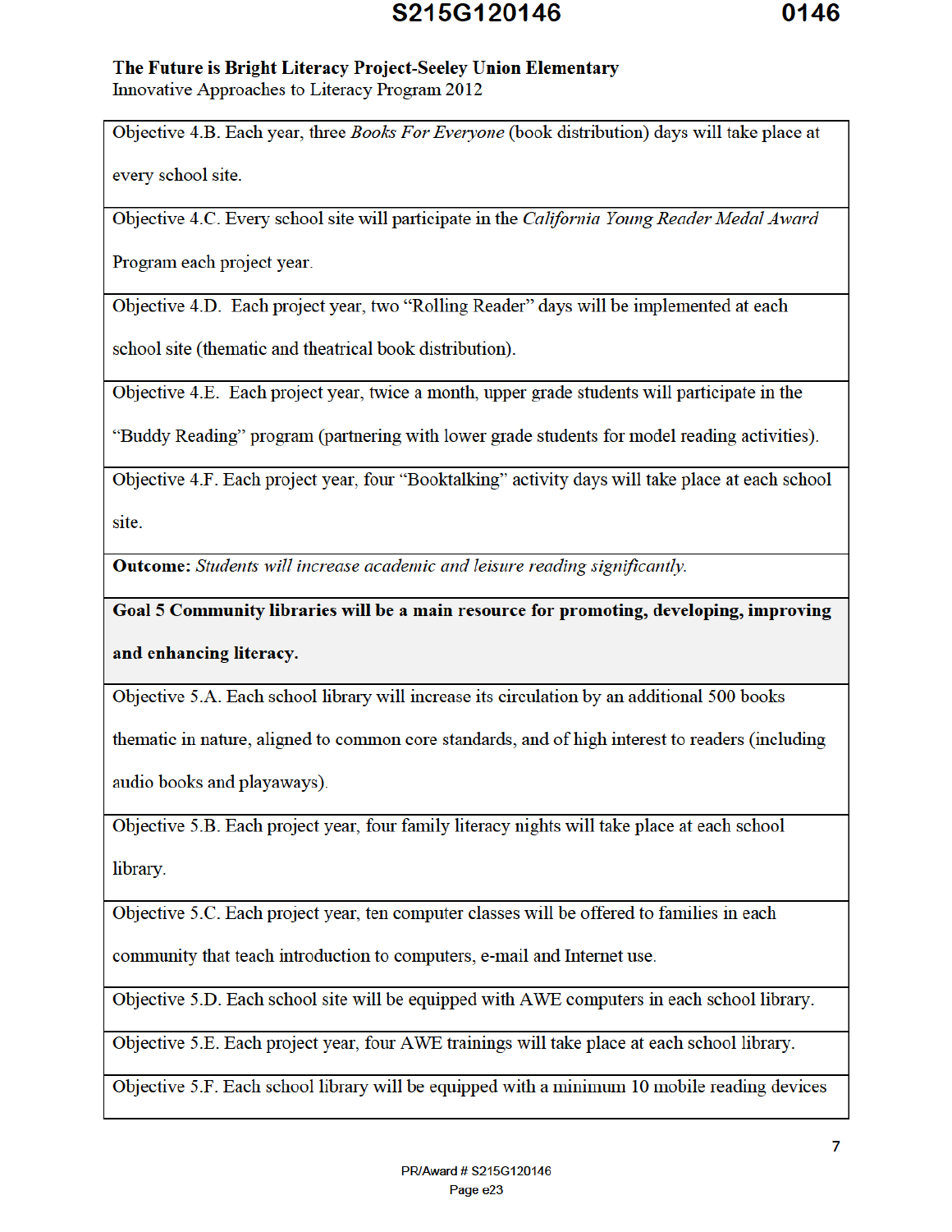**The Future is Bright Literacy Project-Seeley Union Elementary**
Innovative Approaches to Literacy Program 2012

| |
|---|
| Objective 4.B. Each year, three *Books For Everyone* (book distribution) days will take place at every school site. |
| Objective 4.C. Every school site will participate in the *California Young Reader Medal Award* Program each project year. |
| Objective 4.D. Each project year, two "Rolling Reader" days will be implemented at each school site (thematic and theatrical book distribution). |
| Objective 4.E. Each project year, twice a month, upper grade students will participate in the "Buddy Reading" program (partnering with lower grade students for model reading activities). |
| Objective 4.F. Each project year, four "Booktalking" activity days will take place at each school site. |
| **Outcome:** *Students will increase academic and leisure reading significantly.* |
| **Goal 5 Community libraries will be a main resource for promoting, developing, improving and enhancing literacy.** |
| Objective 5.A. Each school library will increase its circulation by an additional 500 books thematic in nature, aligned to common core standards, and of high interest to readers (including audio books and playaways). |
| Objective 5.B. Each project year, four family literacy nights will take place at each school library. |
| Objective 5.C. Each project year, ten computer classes will be offered to families in each community that teach introduction to computers, e-mail and Internet use. |
| Objective 5.D. Each school site will be equipped with AWE computers in each school library. |
| Objective 5.E. Each project year, four AWE trainings will take place at each school library. |
| Objective 5.F. Each school library will be equipped with a minimum 10 mobile reading devices |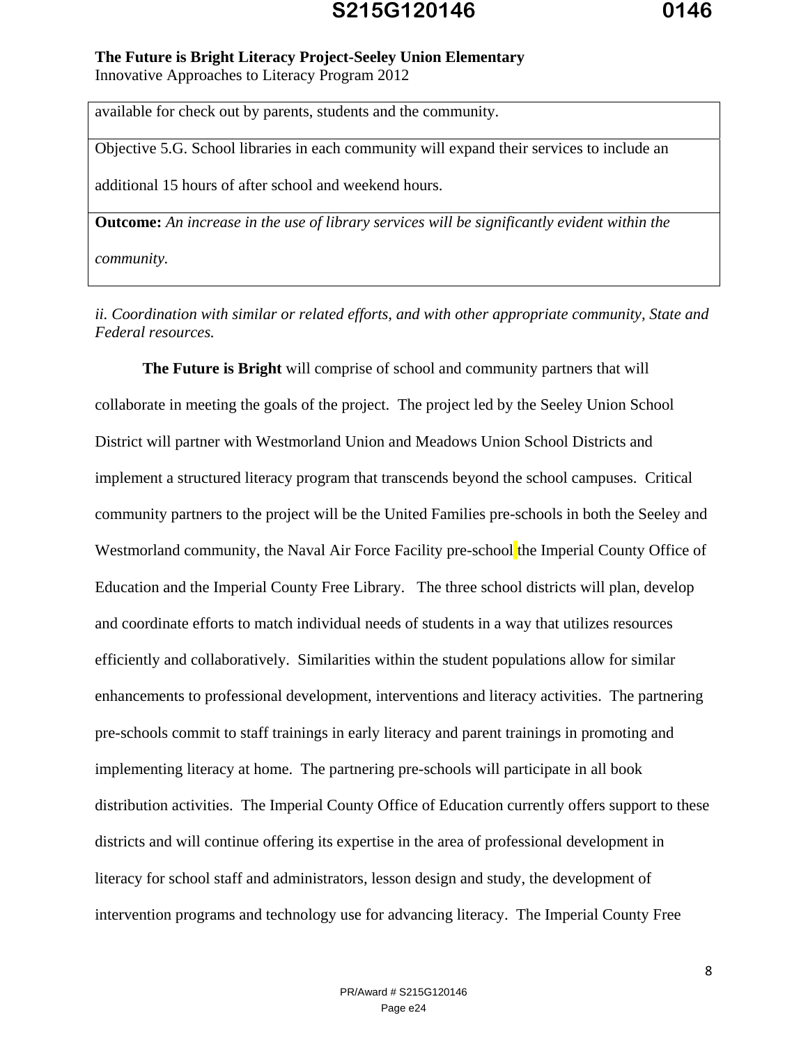| available for check out by parents, students and the community. |
|---|
| Objective 5.G. School libraries in each community will expand their services to include an additional 15 hours of after school and weekend hours. |
| **Outcome:** *An increase in the use of library services will be significantly evident within the community.* |

*ii. Coordination with similar or related efforts, and with other appropriate community, State and Federal resources.*

**The Future is Bright** will comprise of school and community partners that will collaborate in meeting the goals of the project. The project led by the Seeley Union School District will partner with Westmorland Union and Meadows Union School Districts and implement a structured literacy program that transcends beyond the school campuses. Critical community partners to the project will be the United Families pre-schools in both the Seeley and Westmorland community, the Naval Air Force Facility pre-school the Imperial County Office of Education and the Imperial County Free Library. The three school districts will plan, develop and coordinate efforts to match individual needs of students in a way that utilizes resources efficiently and collaboratively. Similarities within the student populations allow for similar enhancements to professional development, interventions and literacy activities. The partnering pre-schools commit to staff trainings in early literacy and parent trainings in promoting and implementing literacy at home. The partnering pre-schools will participate in all book distribution activities. The Imperial County Office of Education currently offers support to these districts and will continue offering its expertise in the area of professional development in literacy for school staff and administrators, lesson design and study, the development of intervention programs and technology use for advancing literacy. The Imperial County Free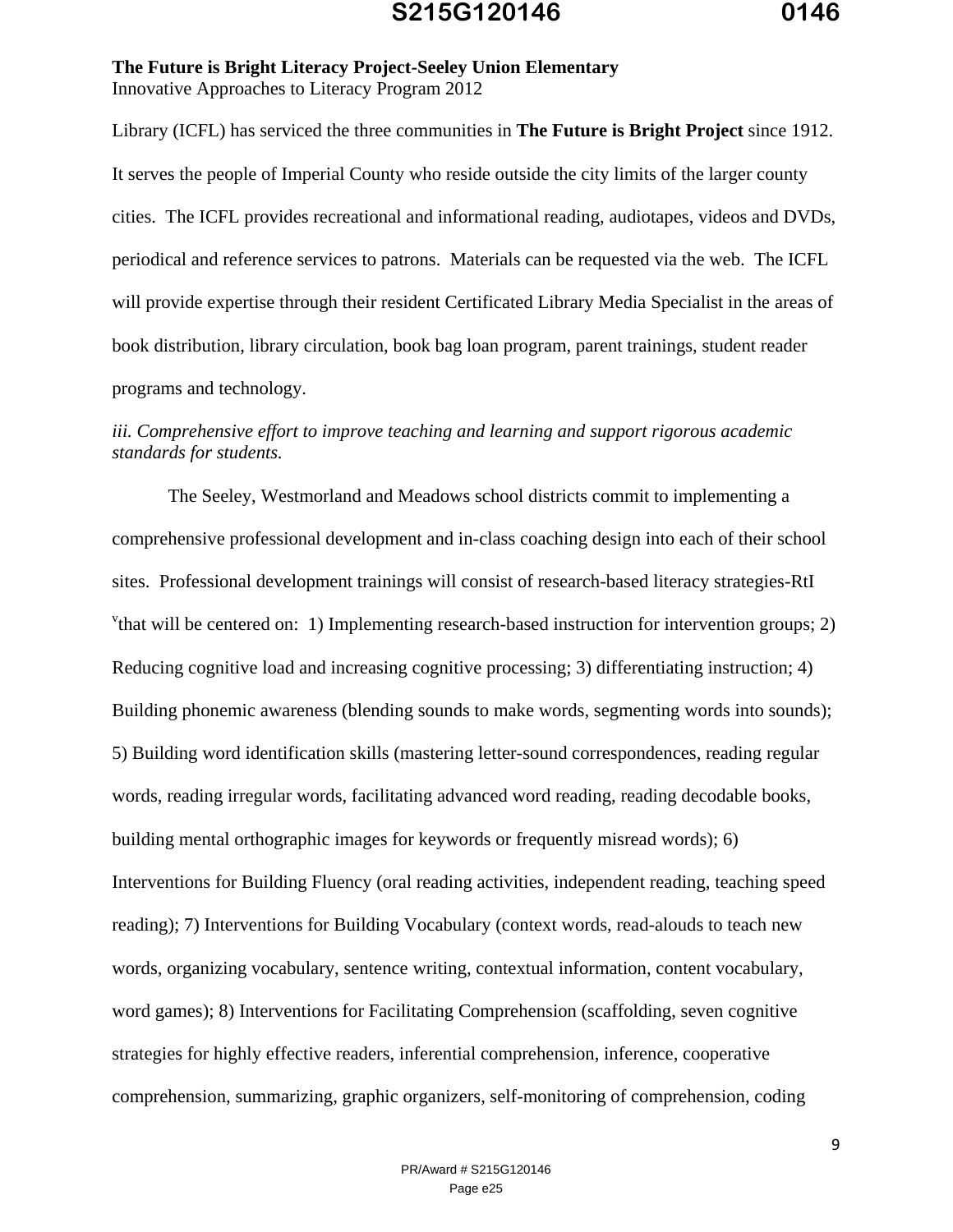Library (ICFL) has serviced the three communities in **The Future is Bright Project** since 1912. It serves the people of Imperial County who reside outside the city limits of the larger county cities. The ICFL provides recreational and informational reading, audiotapes, videos and DVDs, periodical and reference services to patrons. Materials can be requested via the web. The ICFL will provide expertise through their resident Certificated Library Media Specialist in the areas of book distribution, library circulation, book bag loan program, parent trainings, student reader programs and technology.

*iii. Comprehensive effort to improve teaching and learning and support rigorous academic standards for students.*

The Seeley, Westmorland and Meadows school districts commit to implementing a comprehensive professional development and in-class coaching design into each of their school sites. Professional development trainings will consist of research-based literacy strategies-RtI [v] that will be centered on: 1) Implementing research-based instruction for intervention groups; 2) Reducing cognitive load and increasing cognitive processing; 3) differentiating instruction; 4) Building phonemic awareness (blending sounds to make words, segmenting words into sounds); 5) Building word identification skills (mastering letter-sound correspondences, reading regular words, reading irregular words, facilitating advanced word reading, reading decodable books, building mental orthographic images for keywords or frequently misread words); 6) Interventions for Building Fluency (oral reading activities, independent reading, teaching speed reading); 7) Interventions for Building Vocabulary (context words, read-alouds to teach new words, organizing vocabulary, sentence writing, contextual information, content vocabulary, word games); 8) Interventions for Facilitating Comprehension (scaffolding, seven cognitive strategies for highly effective readers, inferential comprehension, inference, cooperative comprehension, summarizing, graphic organizers, self-monitoring of comprehension, coding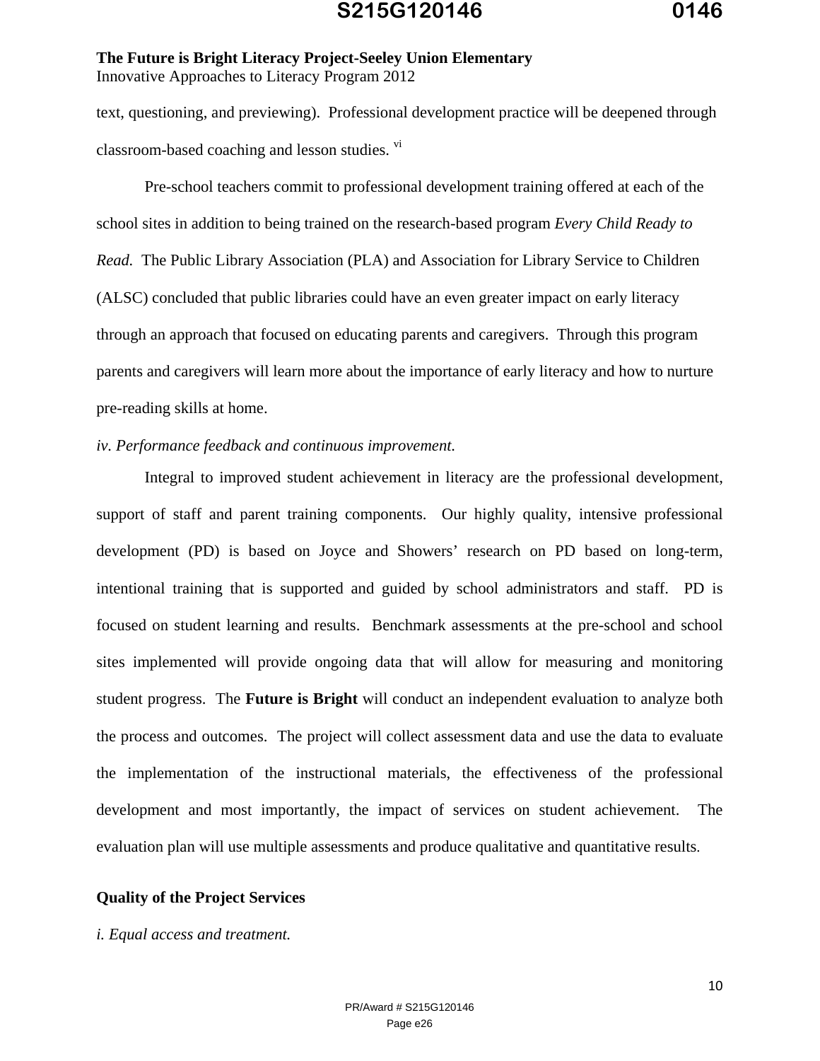text, questioning, and previewing). Professional development practice will be deepened through classroom-based coaching and lesson studies. [vi]

Pre-school teachers commit to professional development training offered at each of the school sites in addition to being trained on the research-based program *Every Child Ready to Read.* The Public Library Association (PLA) and Association for Library Service to Children (ALSC) concluded that public libraries could have an even greater impact on early literacy through an approach that focused on educating parents and caregivers. Through this program parents and caregivers will learn more about the importance of early literacy and how to nurture pre-reading skills at home.

*iv. Performance feedback and continuous improvement.*

Integral to improved student achievement in literacy are the professional development, support of staff and parent training components. Our highly quality, intensive professional development (PD) is based on Joyce and Showers' research on PD based on long-term, intentional training that is supported and guided by school administrators and staff. PD is focused on student learning and results. Benchmark assessments at the pre-school and school sites implemented will provide ongoing data that will allow for measuring and monitoring student progress. The **Future is Bright** will conduct an independent evaluation to analyze both the process and outcomes. The project will collect assessment data and use the data to evaluate the implementation of the instructional materials, the effectiveness of the professional development and most importantly, the impact of services on student achievement. The evaluation plan will use multiple assessments and produce qualitative and quantitative results.

**Quality of the Project Services**

*i. Equal access and treatment.*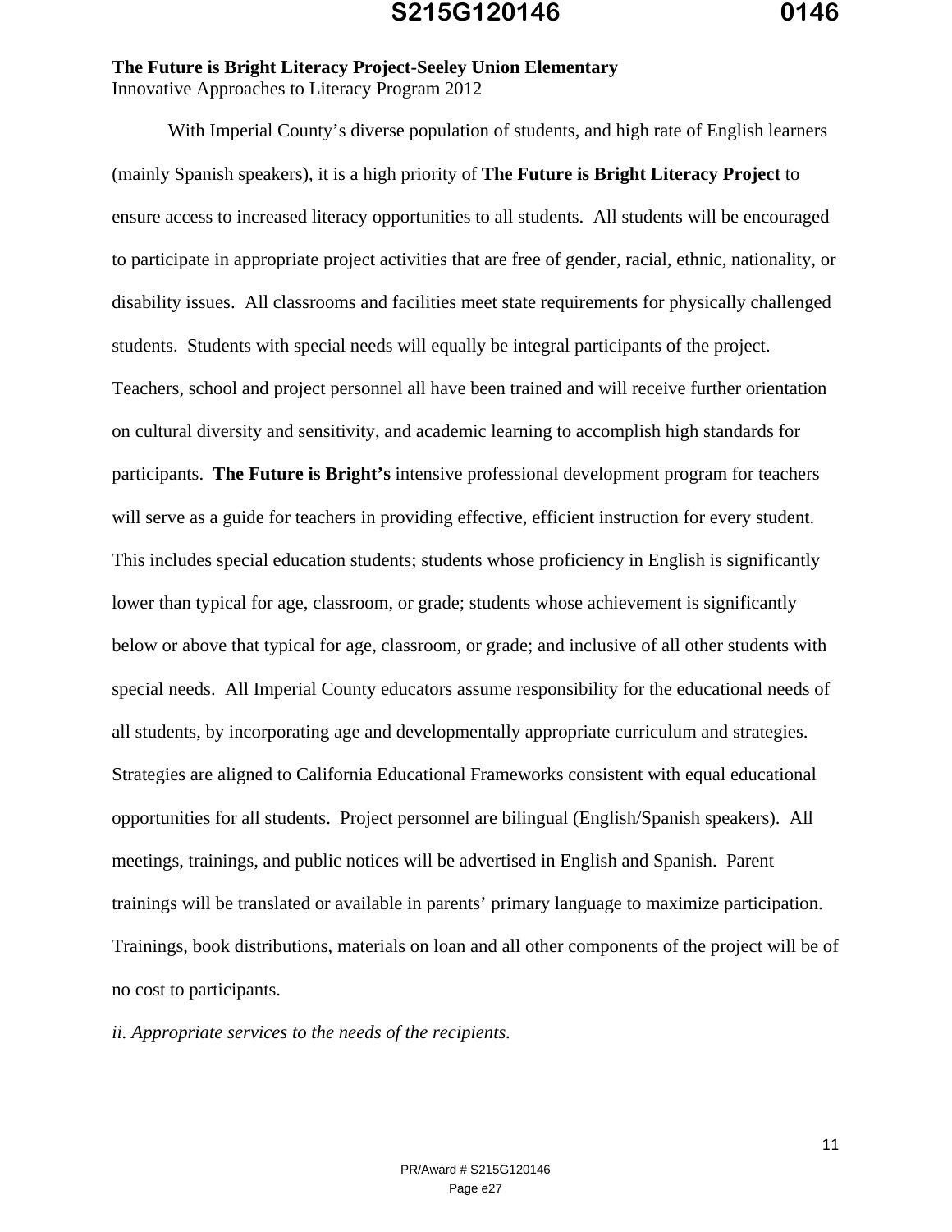**The Future is Bright Literacy Project-Seeley Union Elementary**
Innovative Approaches to Literacy Program 2012

With Imperial County's diverse population of students, and high rate of English learners (mainly Spanish speakers), it is a high priority of **The Future is Bright Literacy Project** to ensure access to increased literacy opportunities to all students. All students will be encouraged to participate in appropriate project activities that are free of gender, racial, ethnic, nationality, or disability issues. All classrooms and facilities meet state requirements for physically challenged students. Students with special needs will equally be integral participants of the project. Teachers, school and project personnel all have been trained and will receive further orientation on cultural diversity and sensitivity, and academic learning to accomplish high standards for participants. **The Future is Bright's** intensive professional development program for teachers will serve as a guide for teachers in providing effective, efficient instruction for every student. This includes special education students; students whose proficiency in English is significantly lower than typical for age, classroom, or grade; students whose achievement is significantly below or above that typical for age, classroom, or grade; and inclusive of all other students with special needs. All Imperial County educators assume responsibility for the educational needs of all students, by incorporating age and developmentally appropriate curriculum and strategies. Strategies are aligned to California Educational Frameworks consistent with equal educational opportunities for all students. Project personnel are bilingual (English/Spanish speakers). All meetings, trainings, and public notices will be advertised in English and Spanish. Parent trainings will be translated or available in parents' primary language to maximize participation. Trainings, book distributions, materials on loan and all other components of the project will be of no cost to participants.

*ii. Appropriate services to the needs of the recipients.*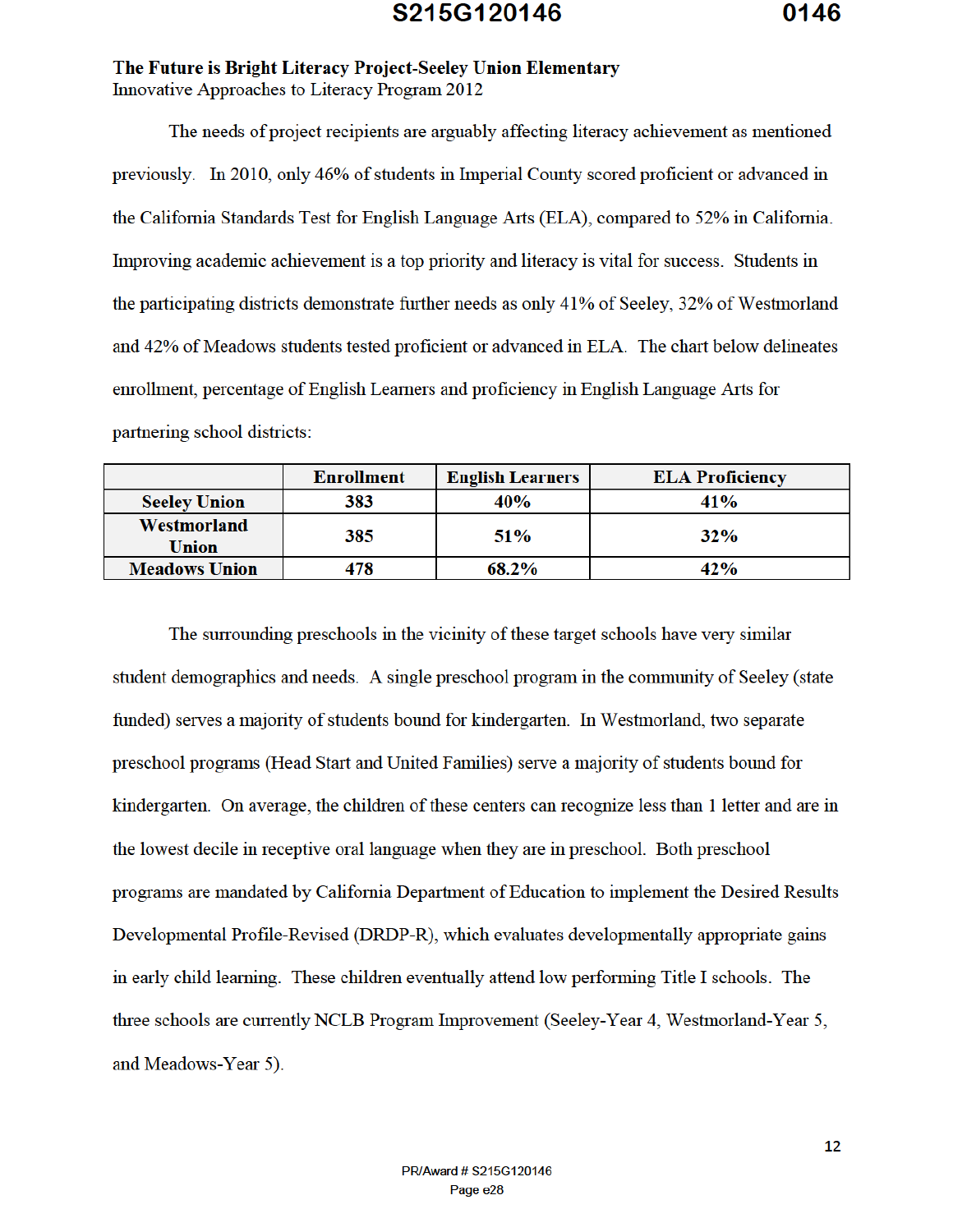**The Future is Bright Literacy Project-Seeley Union Elementary**
Innovative Approaches to Literacy Program 2012

The needs of project recipients are arguably affecting literacy achievement as mentioned previously. In 2010, only 46% of students in Imperial County scored proficient or advanced in the California Standards Test for English Language Arts (ELA), compared to 52% in California. Improving academic achievement is a top priority and literacy is vital for success. Students in the participating districts demonstrate further needs as only 41% of Seeley, 32% of Westmorland and 42% of Meadows students tested proficient or advanced in ELA. The chart below delineates enrollment, percentage of English Learners and proficiency in English Language Arts for partnering school districts:

| | Enrollment | English Learners | ELA Proficiency |
|---|---|---|---|
| **Seeley Union** | 383 | 40% | 41% |
| **Westmorland Union** | 385 | 51% | 32% |
| **Meadows Union** | 478 | 68.2% | 42% |

The surrounding preschools in the vicinity of these target schools have very similar student demographics and needs. A single preschool program in the community of Seeley (state funded) serves a majority of students bound for kindergarten. In Westmorland, two separate preschool programs (Head Start and United Families) serve a majority of students bound for kindergarten. On average, the children of these centers can recognize less than 1 letter and are in the lowest decile in receptive oral language when they are in preschool. Both preschool programs are mandated by California Department of Education to implement the Desired Results Developmental Profile-Revised (DRDP-R), which evaluates developmentally appropriate gains in early child learning. These children eventually attend low performing Title I schools. The three schools are currently NCLB Program Improvement (Seeley-Year 4, Westmorland-Year 5, and Meadows-Year 5).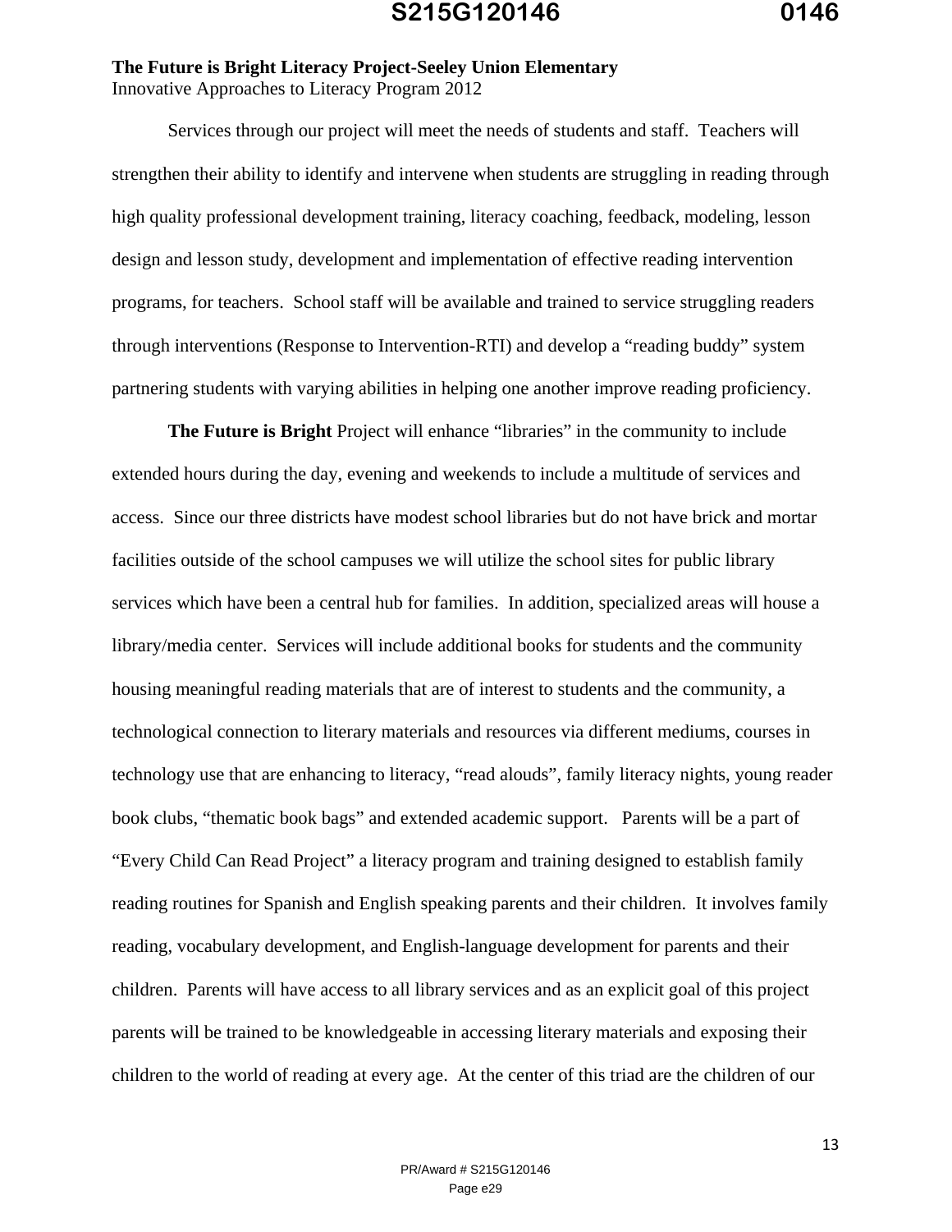**The Future is Bright Literacy Project-Seeley Union Elementary**
Innovative Approaches to Literacy Program 2012

Services through our project will meet the needs of students and staff. Teachers will strengthen their ability to identify and intervene when students are struggling in reading through high quality professional development training, literacy coaching, feedback, modeling, lesson design and lesson study, development and implementation of effective reading intervention programs, for teachers. School staff will be available and trained to service struggling readers through interventions (Response to Intervention-RTI) and develop a "reading buddy" system partnering students with varying abilities in helping one another improve reading proficiency.

**The Future is Bright** Project will enhance "libraries" in the community to include extended hours during the day, evening and weekends to include a multitude of services and access. Since our three districts have modest school libraries but do not have brick and mortar facilities outside of the school campuses we will utilize the school sites for public library services which have been a central hub for families. In addition, specialized areas will house a library/media center. Services will include additional books for students and the community housing meaningful reading materials that are of interest to students and the community, a technological connection to literary materials and resources via different mediums, courses in technology use that are enhancing to literacy, "read alouds", family literacy nights, young reader book clubs, "thematic book bags" and extended academic support. Parents will be a part of "Every Child Can Read Project" a literacy program and training designed to establish family reading routines for Spanish and English speaking parents and their children. It involves family reading, vocabulary development, and English-language development for parents and their children. Parents will have access to all library services and as an explicit goal of this project parents will be trained to be knowledgeable in accessing literary materials and exposing their children to the world of reading at every age. At the center of this triad are the children of our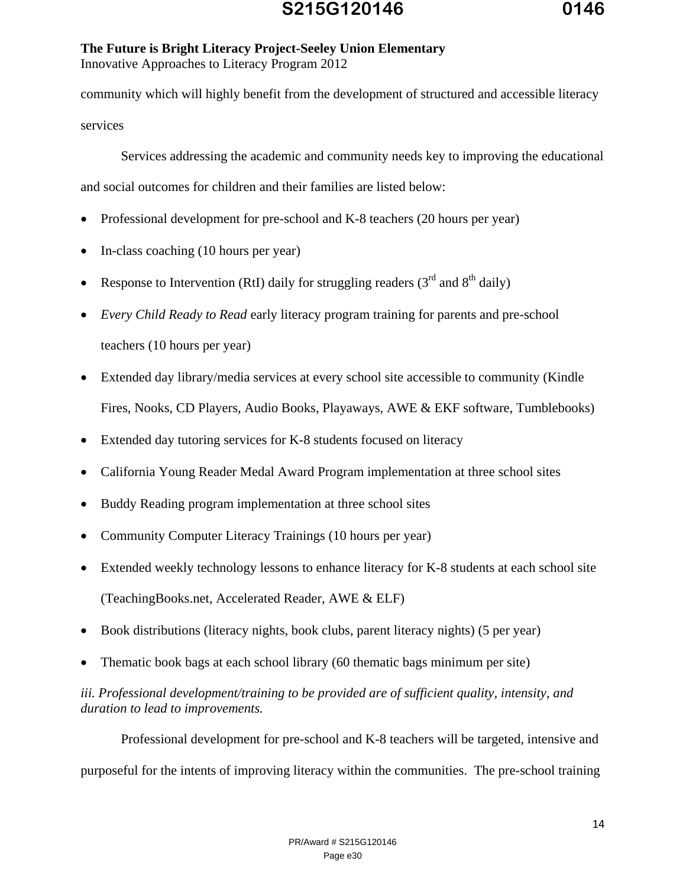community which will highly benefit from the development of structured and accessible literacy services

Services addressing the academic and community needs key to improving the educational and social outcomes for children and their families are listed below:

- Professional development for pre-school and K-8 teachers (20 hours per year)
- In-class coaching (10 hours per year)
- Response to Intervention (RtI) daily for struggling readers (3rd and 8th daily)
- *Every Child Ready to Read* early literacy program training for parents and pre-school teachers (10 hours per year)
- Extended day library/media services at every school site accessible to community (Kindle Fires, Nooks, CD Players, Audio Books, Playaways, AWE & EKF software, Tumblebooks)
- Extended day tutoring services for K-8 students focused on literacy
- California Young Reader Medal Award Program implementation at three school sites
- Buddy Reading program implementation at three school sites
- Community Computer Literacy Trainings (10 hours per year)
- Extended weekly technology lessons to enhance literacy for K-8 students at each school site (TeachingBooks.net, Accelerated Reader, AWE & ELF)
- Book distributions (literacy nights, book clubs, parent literacy nights) (5 per year)
- Thematic book bags at each school library (60 thematic bags minimum per site)

*iii. Professional development/training to be provided are of sufficient quality, intensity, and duration to lead to improvements.*

Professional development for pre-school and K-8 teachers will be targeted, intensive and purposeful for the intents of improving literacy within the communities. The pre-school training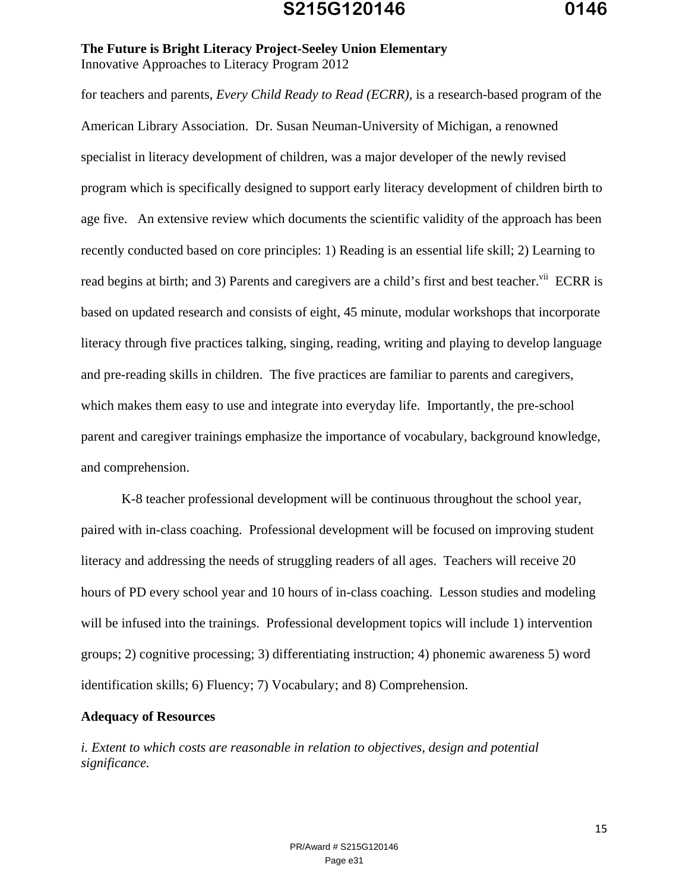for teachers and parents, *Every Child Ready to Read (ECRR)*, is a research-based program of the American Library Association. Dr. Susan Neuman-University of Michigan, a renowned specialist in literacy development of children, was a major developer of the newly revised program which is specifically designed to support early literacy development of children birth to age five. An extensive review which documents the scientific validity of the approach has been recently conducted based on core principles: 1) Reading is an essential life skill; 2) Learning to read begins at birth; and 3) Parents and caregivers are a child's first and best teacher.[vii] ECRR is based on updated research and consists of eight, 45 minute, modular workshops that incorporate literacy through five practices talking, singing, reading, writing and playing to develop language and pre-reading skills in children. The five practices are familiar to parents and caregivers, which makes them easy to use and integrate into everyday life. Importantly, the pre-school parent and caregiver trainings emphasize the importance of vocabulary, background knowledge, and comprehension.

K-8 teacher professional development will be continuous throughout the school year, paired with in-class coaching. Professional development will be focused on improving student literacy and addressing the needs of struggling readers of all ages. Teachers will receive 20 hours of PD every school year and 10 hours of in-class coaching. Lesson studies and modeling will be infused into the trainings. Professional development topics will include 1) intervention groups; 2) cognitive processing; 3) differentiating instruction; 4) phonemic awareness 5) word identification skills; 6) Fluency; 7) Vocabulary; and 8) Comprehension.

**Adequacy of Resources**

*i. Extent to which costs are reasonable in relation to objectives, design and potential significance.*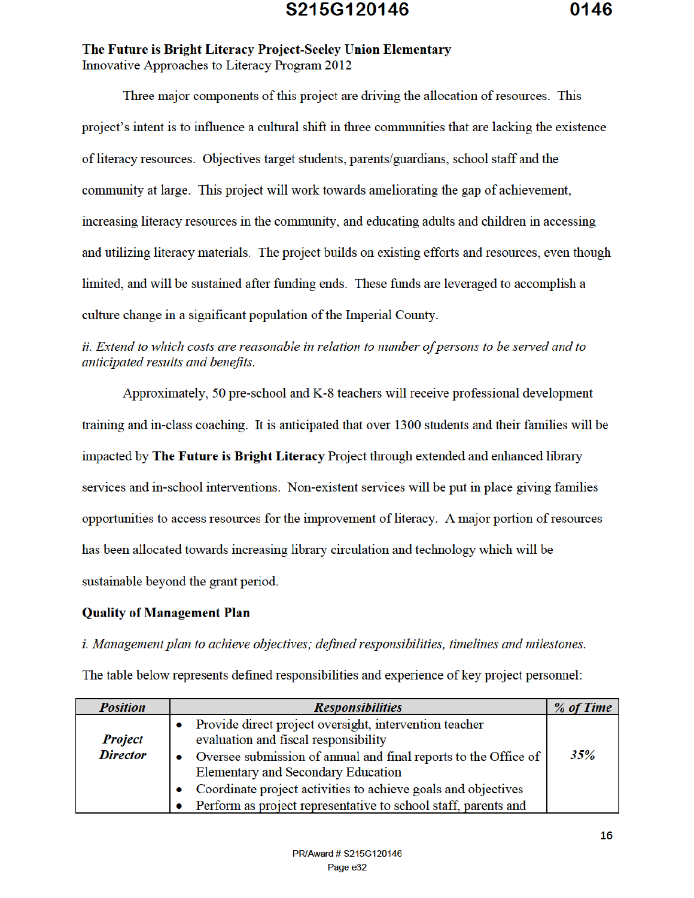**The Future is Bright Literacy Project-Seeley Union Elementary**
Innovative Approaches to Literacy Program 2012

Three major components of this project are driving the allocation of resources. This project's intent is to influence a cultural shift in three communities that are lacking the existence of literacy resources. Objectives target students, parents/guardians, school staff and the community at large. This project will work towards ameliorating the gap of achievement, increasing literacy resources in the community, and educating adults and children in accessing and utilizing literacy materials. The project builds on existing efforts and resources, even though limited, and will be sustained after funding ends. These funds are leveraged to accomplish a culture change in a significant population of the Imperial County.

*ii. Extend to which costs are reasonable in relation to number of persons to be served and to anticipated results and benefits.*

Approximately, 50 pre-school and K-8 teachers will receive professional development training and in-class coaching. It is anticipated that over 1300 students and their families will be impacted by **The Future is Bright Literacy** Project through extended and enhanced library services and in-school interventions. Non-existent services will be put in place giving families opportunities to access resources for the improvement of literacy. A major portion of resources has been allocated towards increasing library circulation and technology which will be sustainable beyond the grant period.

**Quality of Management Plan**

*i. Management plan to achieve objectives; defined responsibilities, timelines and milestones.*

The table below represents defined responsibilities and experience of key project personnel:

| *Position* | *Responsibilities* | *% of Time* |
|---|---|---|
| ***Project Director*** | • Provide direct project oversight, intervention teacher evaluation and fiscal responsibility<br>• Oversee submission of annual and final reports to the Office of Elementary and Secondary Education<br>• Coordinate project activities to achieve goals and objectives<br>• Perform as project representative to school staff, parents and | *35%* |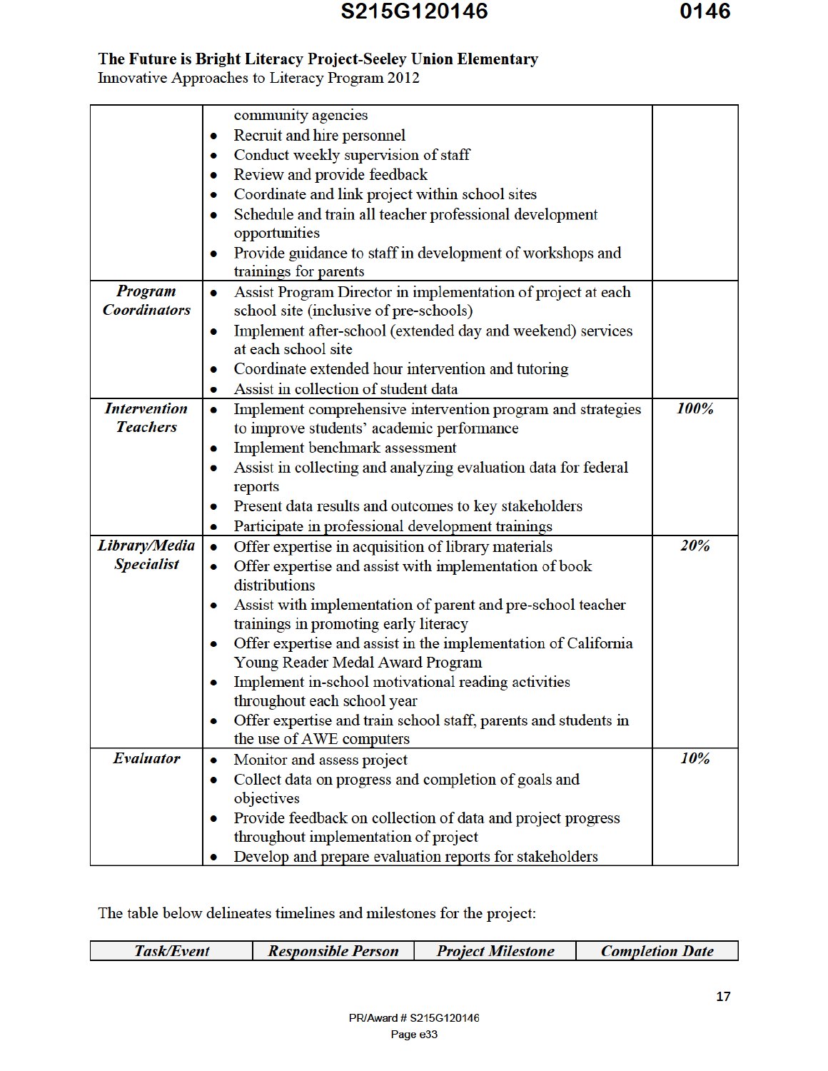**The Future is Bright Literacy Project-Seeley Union Elementary**
Innovative Approaches to Literacy Program 2012

| | | |
|---|---|---|
| | community agencies<br>• Recruit and hire personnel<br>• Conduct weekly supervision of staff<br>• Review and provide feedback<br>• Coordinate and link project within school sites<br>• Schedule and train all teacher professional development opportunities<br>• Provide guidance to staff in development of workshops and trainings for parents | |
| ***Program Coordinators*** | • Assist Program Director in implementation of project at each school site (inclusive of pre-schools)<br>• Implement after-school (extended day and weekend) services at each school site<br>• Coordinate extended hour intervention and tutoring<br>• Assist in collection of student data | |
| ***Intervention Teachers*** | • Implement comprehensive intervention program and strategies to improve students' academic performance<br>• Implement benchmark assessment<br>• Assist in collecting and analyzing evaluation data for federal reports<br>• Present data results and outcomes to key stakeholders<br>• Participate in professional development trainings | ***100%*** |
| ***Library/Media Specialist*** | • Offer expertise in acquisition of library materials<br>• Offer expertise and assist with implementation of book distributions<br>• Assist with implementation of parent and pre-school teacher trainings in promoting early literacy<br>• Offer expertise and assist in the implementation of California Young Reader Medal Award Program<br>• Implement in-school motivational reading activities throughout each school year<br>• Offer expertise and train school staff, parents and students in the use of AWE computers | ***20%*** |
| ***Evaluator*** | • Monitor and assess project<br>• Collect data on progress and completion of goals and objectives<br>• Provide feedback on collection of data and project progress throughout implementation of project<br>• Develop and prepare evaluation reports for stakeholders | ***10%*** |

The table below delineates timelines and milestones for the project:

| *Task/Event* | *Responsible Person* | *Project Milestone* | *Completion Date* |
|---|---|---|---|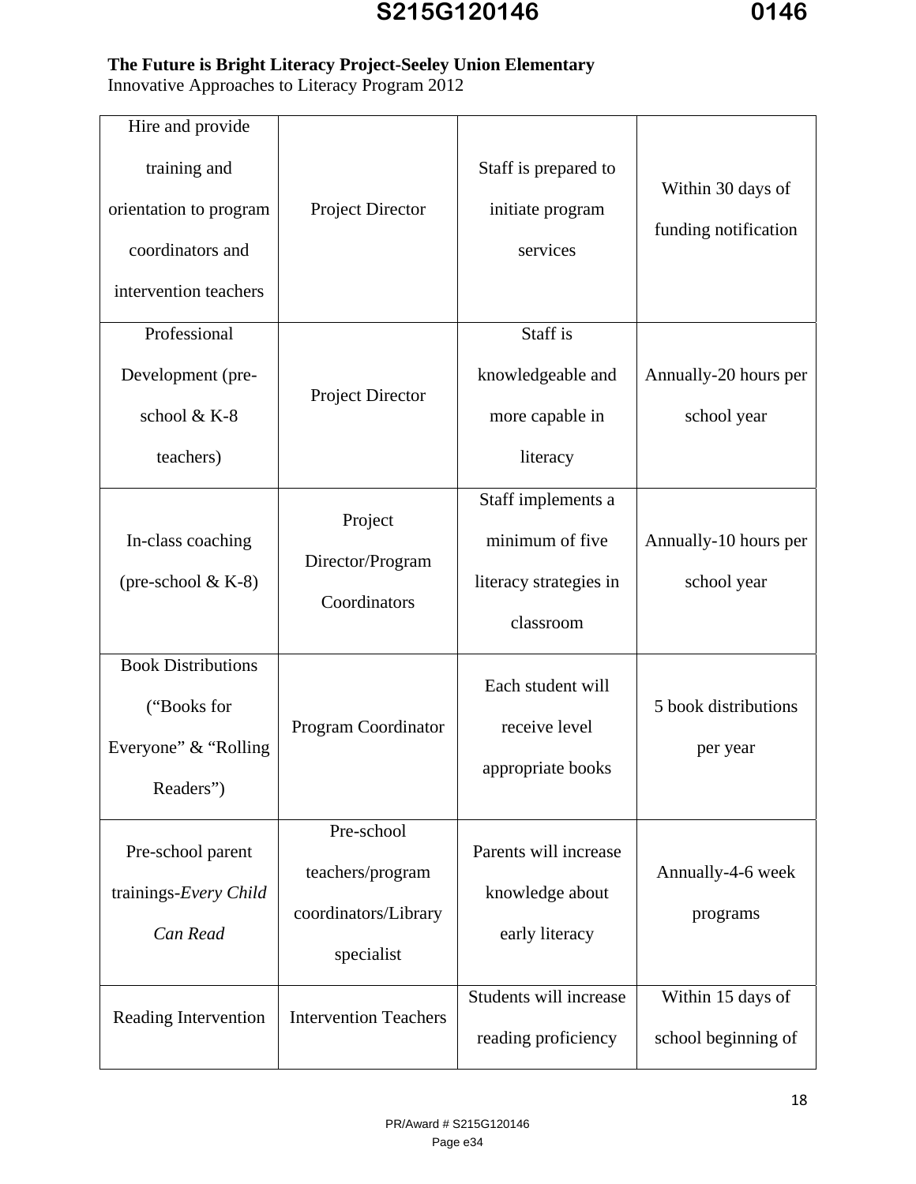**The Future is Bright Literacy Project-Seeley Union Elementary**
Innovative Approaches to Literacy Program 2012

| | | | |
|---|---|---|---|
| Hire and provide training and orientation to program coordinators and intervention teachers | Project Director | Staff is prepared to initiate program services | Within 30 days of funding notification |
| Professional Development (pre-school & K-8 teachers) | Project Director | Staff is knowledgeable and more capable in literacy | Annually-20 hours per school year |
| In-class coaching (pre-school & K-8) | Project Director/Program Coordinators | Staff implements a minimum of five literacy strategies in classroom | Annually-10 hours per school year |
| Book Distributions ("Books for Everyone" & "Rolling Readers") | Program Coordinator | Each student will receive level appropriate books | 5 book distributions per year |
| Pre-school parent trainings-*Every Child Can Read* | Pre-school teachers/program coordinators/Library specialist | Parents will increase knowledge about early literacy | Annually-4-6 week programs |
| Reading Intervention | Intervention Teachers | Students will increase reading proficiency | Within 15 days of school beginning of |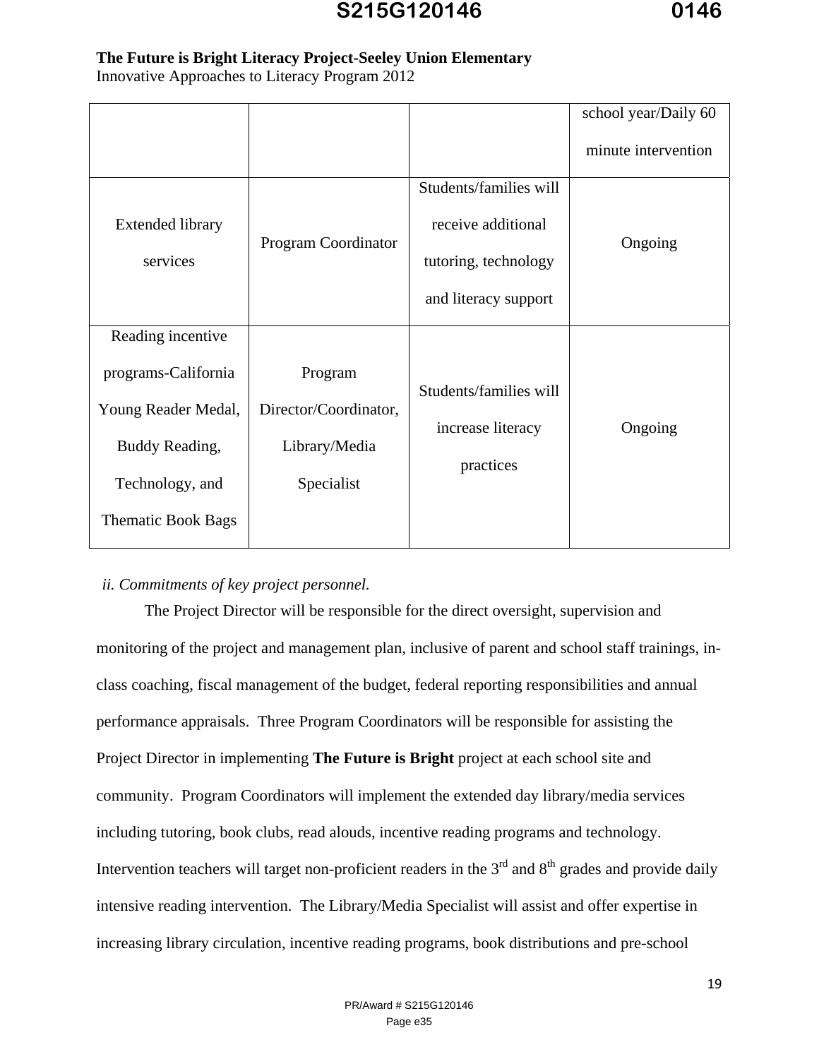**The Future is Bright Literacy Project-Seeley Union Elementary**
Innovative Approaches to Literacy Program 2012

| | | | |
|---|---|---|---|
| | | | school year/Daily 60 minute intervention |
| Extended library services | Program Coordinator | Students/families will receive additional tutoring, technology and literacy support | Ongoing |
| Reading incentive programs-California Young Reader Medal, Buddy Reading, Technology, and Thematic Book Bags | Program Director/Coordinator, Library/Media Specialist | Students/families will increase literacy practices | Ongoing |

*ii. Commitments of key project personnel.*

The Project Director will be responsible for the direct oversight, supervision and monitoring of the project and management plan, inclusive of parent and school staff trainings, in-class coaching, fiscal management of the budget, federal reporting responsibilities and annual performance appraisals. Three Program Coordinators will be responsible for assisting the Project Director in implementing **The Future is Bright** project at each school site and community. Program Coordinators will implement the extended day library/media services including tutoring, book clubs, read alouds, incentive reading programs and technology. Intervention teachers will target non-proficient readers in the 3rd and 8th grades and provide daily intensive reading intervention. The Library/Media Specialist will assist and offer expertise in increasing library circulation, incentive reading programs, book distributions and pre-school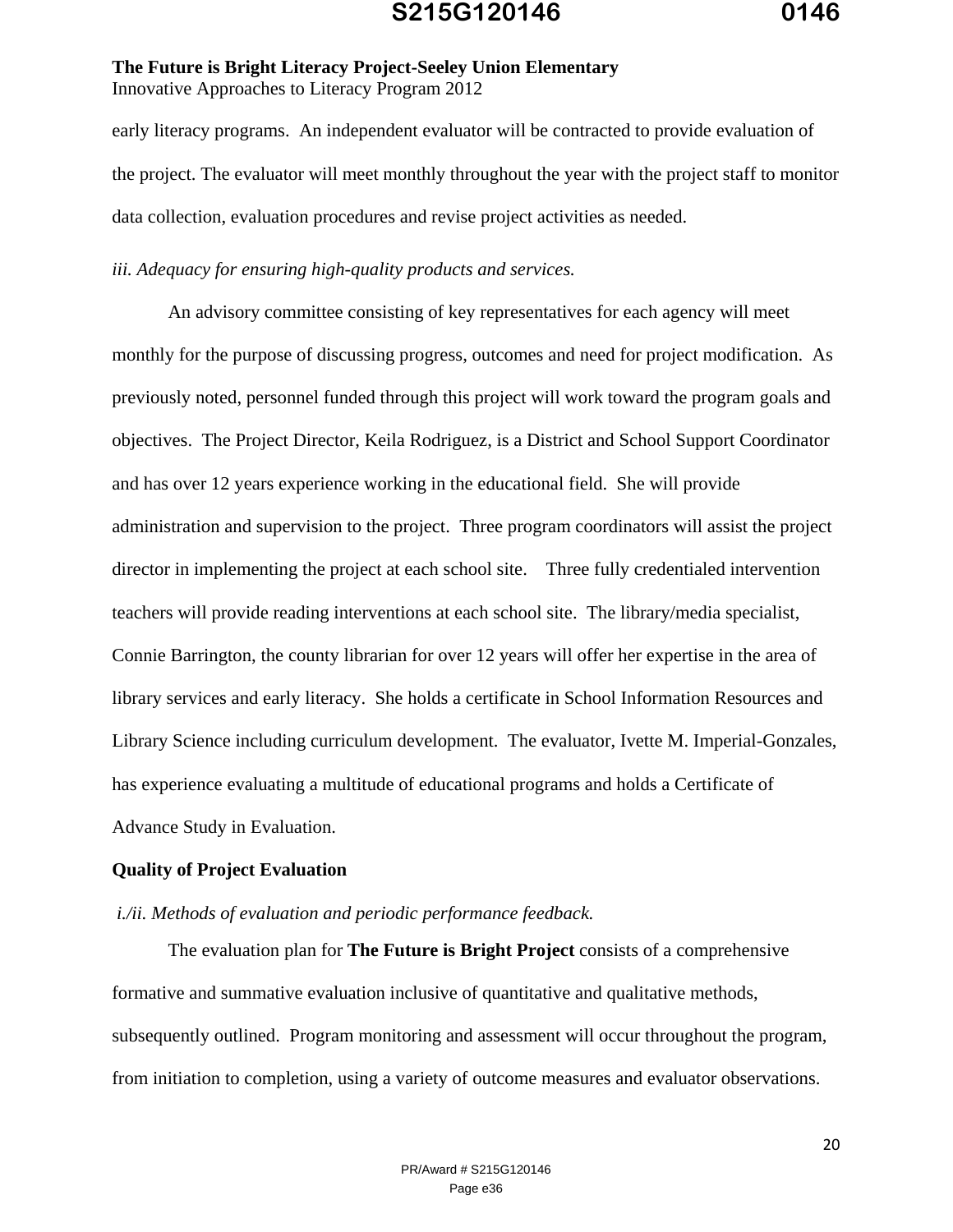early literacy programs. An independent evaluator will be contracted to provide evaluation of the project. The evaluator will meet monthly throughout the year with the project staff to monitor data collection, evaluation procedures and revise project activities as needed.

*iii. Adequacy for ensuring high-quality products and services.*

An advisory committee consisting of key representatives for each agency will meet monthly for the purpose of discussing progress, outcomes and need for project modification. As previously noted, personnel funded through this project will work toward the program goals and objectives. The Project Director, Keila Rodriguez, is a District and School Support Coordinator and has over 12 years experience working in the educational field. She will provide administration and supervision to the project. Three program coordinators will assist the project director in implementing the project at each school site. Three fully credentialed intervention teachers will provide reading interventions at each school site. The library/media specialist, Connie Barrington, the county librarian for over 12 years will offer her expertise in the area of library services and early literacy. She holds a certificate in School Information Resources and Library Science including curriculum development. The evaluator, Ivette M. Imperial-Gonzales, has experience evaluating a multitude of educational programs and holds a Certificate of Advance Study in Evaluation.

**Quality of Project Evaluation**

*i./ii. Methods of evaluation and periodic performance feedback.*

The evaluation plan for **The Future is Bright Project** consists of a comprehensive formative and summative evaluation inclusive of quantitative and qualitative methods, subsequently outlined. Program monitoring and assessment will occur throughout the program, from initiation to completion, using a variety of outcome measures and evaluator observations.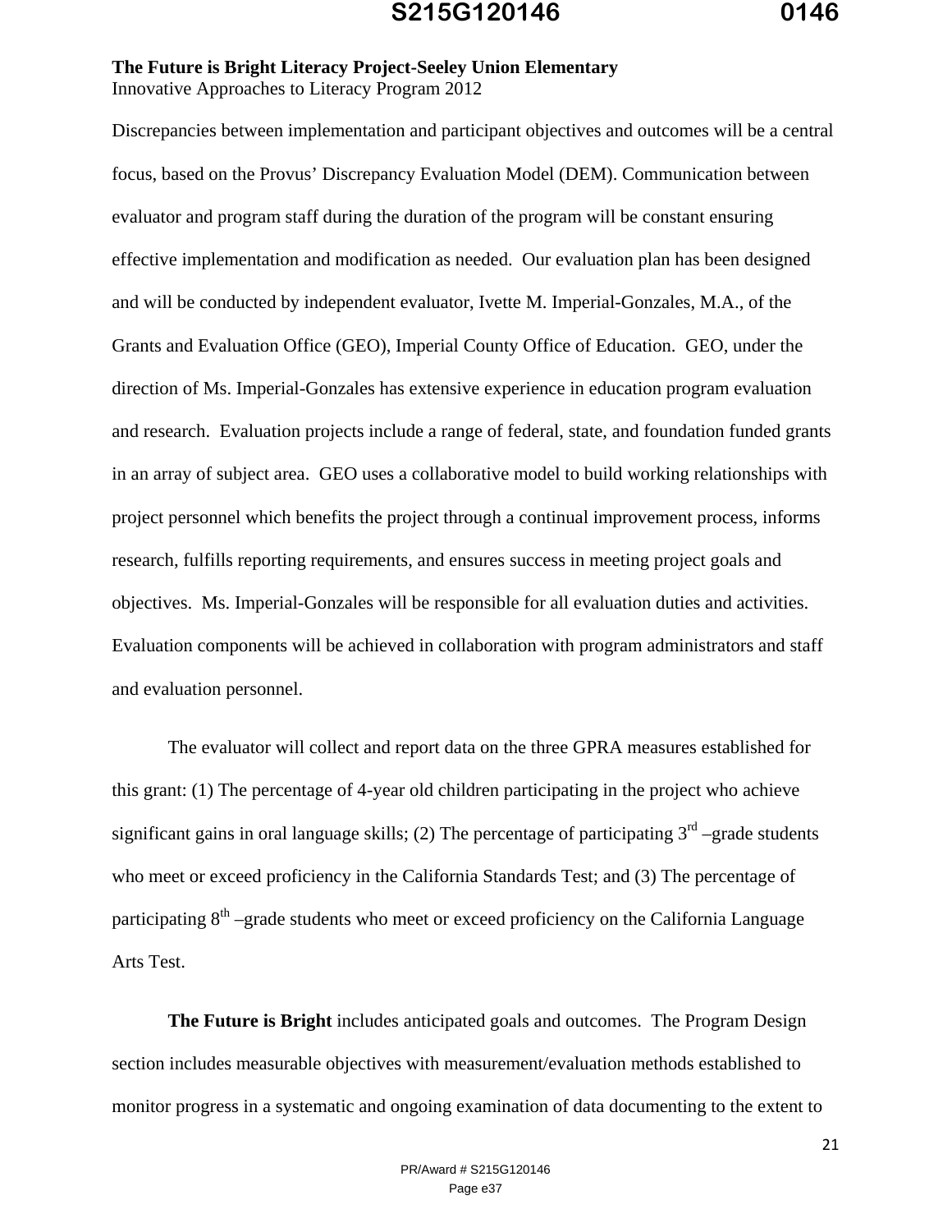Discrepancies between implementation and participant objectives and outcomes will be a central focus, based on the Provus' Discrepancy Evaluation Model (DEM). Communication between evaluator and program staff during the duration of the program will be constant ensuring effective implementation and modification as needed. Our evaluation plan has been designed and will be conducted by independent evaluator, Ivette M. Imperial-Gonzales, M.A., of the Grants and Evaluation Office (GEO), Imperial County Office of Education. GEO, under the direction of Ms. Imperial-Gonzales has extensive experience in education program evaluation and research. Evaluation projects include a range of federal, state, and foundation funded grants in an array of subject area. GEO uses a collaborative model to build working relationships with project personnel which benefits the project through a continual improvement process, informs research, fulfills reporting requirements, and ensures success in meeting project goals and objectives. Ms. Imperial-Gonzales will be responsible for all evaluation duties and activities. Evaluation components will be achieved in collaboration with program administrators and staff and evaluation personnel.

The evaluator will collect and report data on the three GPRA measures established for this grant: (1) The percentage of 4-year old children participating in the project who achieve significant gains in oral language skills; (2) The percentage of participating 3rd –grade students who meet or exceed proficiency in the California Standards Test; and (3) The percentage of participating 8th –grade students who meet or exceed proficiency on the California Language Arts Test.

**The Future is Bright** includes anticipated goals and outcomes. The Program Design section includes measurable objectives with measurement/evaluation methods established to monitor progress in a systematic and ongoing examination of data documenting to the extent to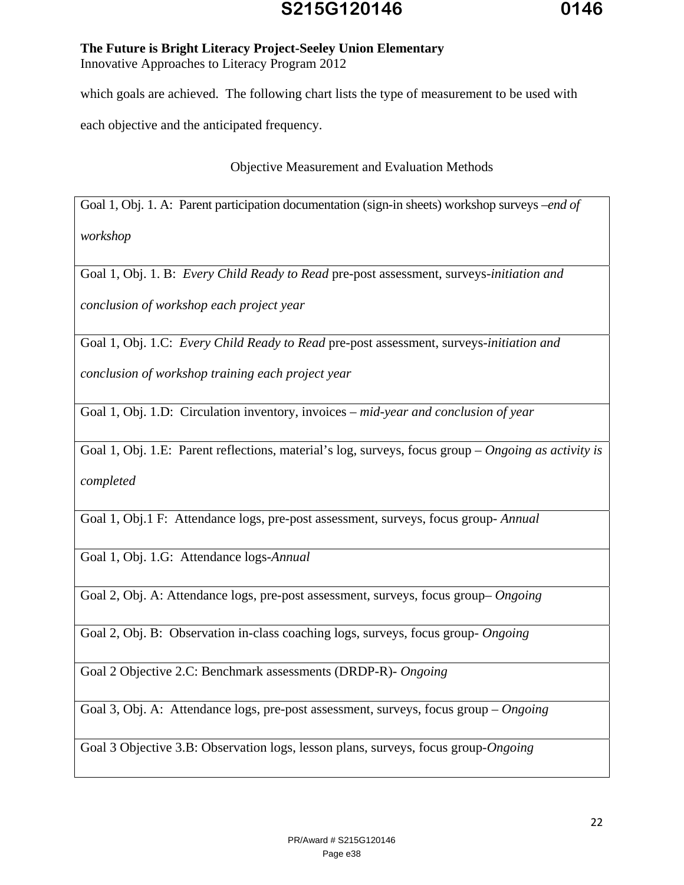which goals are achieved. The following chart lists the type of measurement to be used with each objective and the anticipated frequency.

Objective Measurement and Evaluation Methods

| Objective Measurement and Evaluation Methods |
|---|
| Goal 1, Obj. 1. A: Parent participation documentation (sign-in sheets) workshop surveys –*end of workshop* |
| Goal 1, Obj. 1. B: *Every Child Ready to Read* pre-post assessment, surveys-*initiation and conclusion of workshop each project year* |
| Goal 1, Obj. 1.C: *Every Child Ready to Read* pre-post assessment, surveys-*initiation and conclusion of workshop training each project year* |
| Goal 1, Obj. 1.D: Circulation inventory, invoices – *mid-year and conclusion of year* |
| Goal 1, Obj. 1.E: Parent reflections, material's log, surveys, focus group – *Ongoing as activity is completed* |
| Goal 1, Obj.1 F: Attendance logs, pre-post assessment, surveys, focus group- *Annual* |
| Goal 1, Obj. 1.G: Attendance logs-*Annual* |
| Goal 2, Obj. A: Attendance logs, pre-post assessment, surveys, focus group– *Ongoing* |
| Goal 2, Obj. B: Observation in-class coaching logs, surveys, focus group- *Ongoing* |
| Goal 2 Objective 2.C: Benchmark assessments (DRDP-R)- *Ongoing* |
| Goal 3, Obj. A: Attendance logs, pre-post assessment, surveys, focus group – *Ongoing* |
| Goal 3 Objective 3.B: Observation logs, lesson plans, surveys, focus group-*Ongoing* |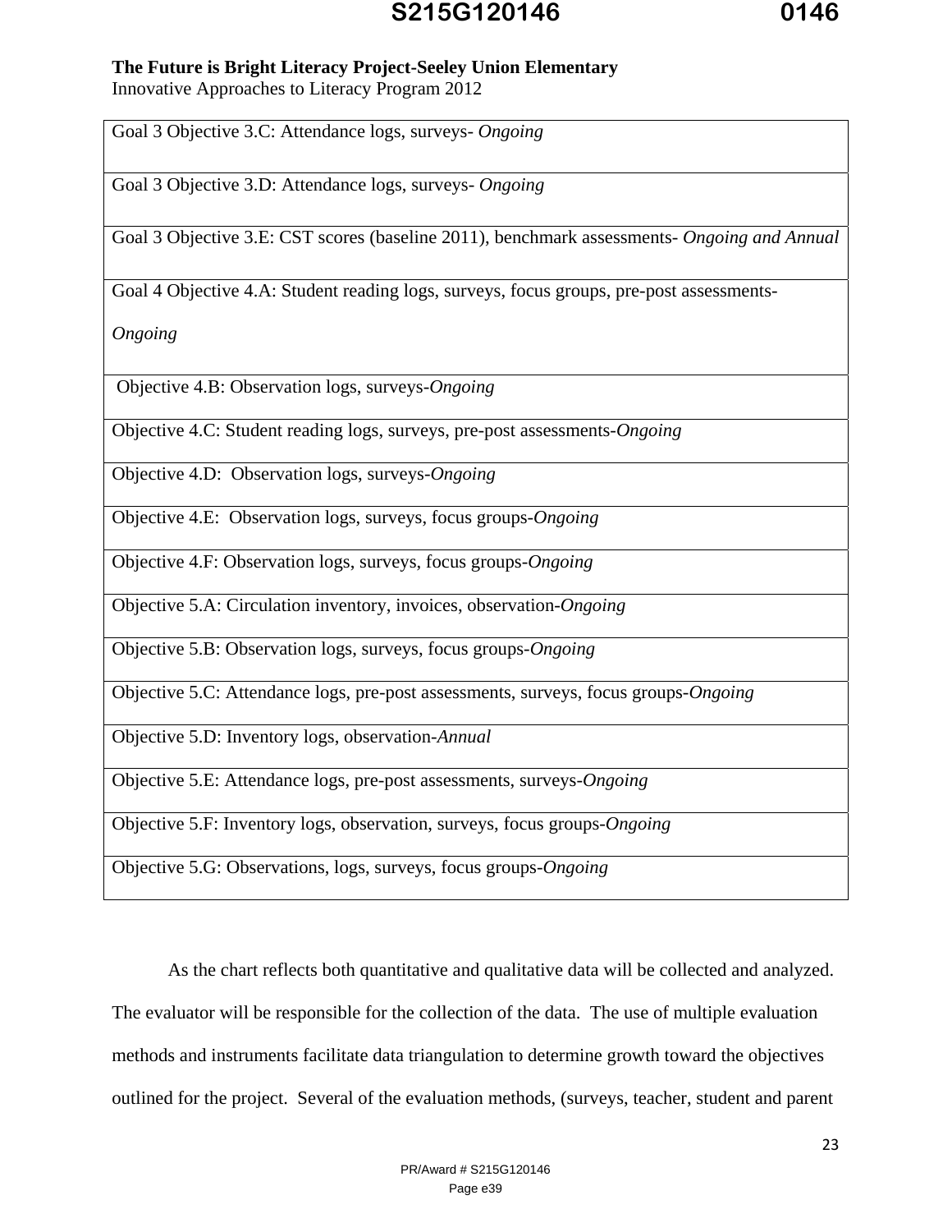**The Future is Bright Literacy Project-Seeley Union Elementary**
Innovative Approaches to Literacy Program 2012

| Goal 3 Objective 3.C: Attendance logs, surveys- *Ongoing* |
|---|
| Goal 3 Objective 3.D: Attendance logs, surveys- *Ongoing* |
| Goal 3 Objective 3.E: CST scores (baseline 2011), benchmark assessments- *Ongoing and Annual* |
| Goal 4 Objective 4.A: Student reading logs, surveys, focus groups, pre-post assessments- *Ongoing* |
| Objective 4.B: Observation logs, surveys-*Ongoing* |
| Objective 4.C: Student reading logs, surveys, pre-post assessments-*Ongoing* |
| Objective 4.D: Observation logs, surveys-*Ongoing* |
| Objective 4.E: Observation logs, surveys, focus groups-*Ongoing* |
| Objective 4.F: Observation logs, surveys, focus groups-*Ongoing* |
| Objective 5.A: Circulation inventory, invoices, observation-*Ongoing* |
| Objective 5.B: Observation logs, surveys, focus groups-*Ongoing* |
| Objective 5.C: Attendance logs, pre-post assessments, surveys, focus groups-*Ongoing* |
| Objective 5.D: Inventory logs, observation-*Annual* |
| Objective 5.E: Attendance logs, pre-post assessments, surveys-*Ongoing* |
| Objective 5.F: Inventory logs, observation, surveys, focus groups-*Ongoing* |
| Objective 5.G: Observations, logs, surveys, focus groups-*Ongoing* |

As the chart reflects both quantitative and qualitative data will be collected and analyzed. The evaluator will be responsible for the collection of the data. The use of multiple evaluation methods and instruments facilitate data triangulation to determine growth toward the objectives outlined for the project. Several of the evaluation methods, (surveys, teacher, student and parent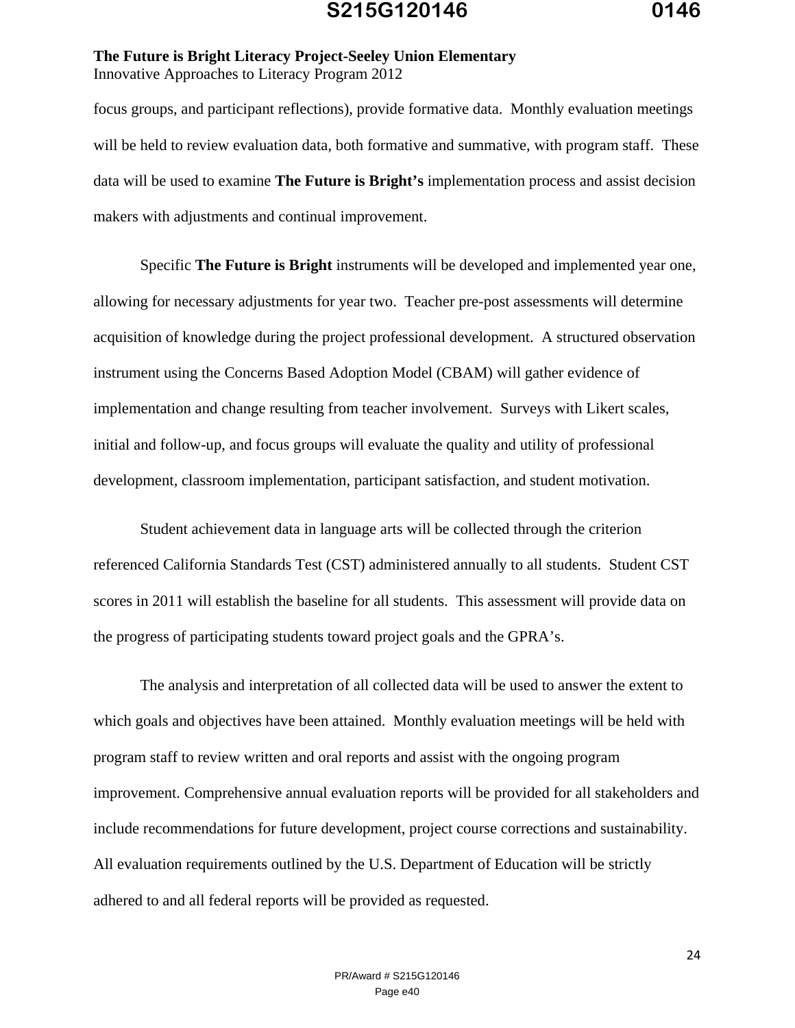focus groups, and participant reflections), provide formative data. Monthly evaluation meetings will be held to review evaluation data, both formative and summative, with program staff. These data will be used to examine **The Future is Bright's** implementation process and assist decision makers with adjustments and continual improvement.

Specific **The Future is Bright** instruments will be developed and implemented year one, allowing for necessary adjustments for year two. Teacher pre-post assessments will determine acquisition of knowledge during the project professional development. A structured observation instrument using the Concerns Based Adoption Model (CBAM) will gather evidence of implementation and change resulting from teacher involvement. Surveys with Likert scales, initial and follow-up, and focus groups will evaluate the quality and utility of professional development, classroom implementation, participant satisfaction, and student motivation.

Student achievement data in language arts will be collected through the criterion referenced California Standards Test (CST) administered annually to all students. Student CST scores in 2011 will establish the baseline for all students. This assessment will provide data on the progress of participating students toward project goals and the GPRA's.

The analysis and interpretation of all collected data will be used to answer the extent to which goals and objectives have been attained. Monthly evaluation meetings will be held with program staff to review written and oral reports and assist with the ongoing program improvement. Comprehensive annual evaluation reports will be provided for all stakeholders and include recommendations for future development, project course corrections and sustainability. All evaluation requirements outlined by the U.S. Department of Education will be strictly adhered to and all federal reports will be provided as requested.